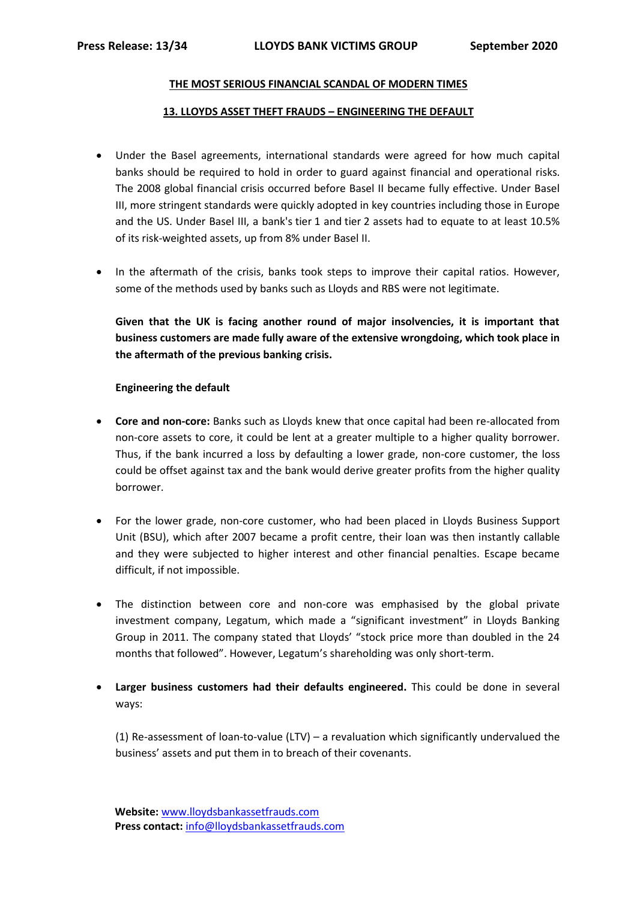**THE MOST SERIOUS FINANCIAL SCANDAL OF MODERN TIMES**

**13. LLOYDS ASSET THEFT FRAUDS – ENGINEERING THE DEFAULT**

- Under the Basel agreements, international standards were agreed for how much capital banks should be required to hold in order to guard against financial and operational risks. The 2008 global financial crisis occurred before Basel II became fully effective. Under Basel III, more stringent standards were quickly adopted in key countries including those in Europe and the US. Under Basel III, a bank's tier 1 and tier 2 assets had to equate to at least 10.5% of its risk-weighted assets, up from 8% under Basel II.

- In the aftermath of the crisis, banks took steps to improve their capital ratios. However, some of the methods used by banks such as Lloyds and RBS were not legitimate.

  **Given that the UK is facing another round of major insolvencies, it is important that business customers are made fully aware of the extensive wrongdoing, which took place in the aftermath of the previous banking crisis.**

  **Engineering the default**

- **Core and non-core:** Banks such as Lloyds knew that once capital had been re-allocated from non-core assets to core, it could be lent at a greater multiple to a higher quality borrower. Thus, if the bank incurred a loss by defaulting a lower grade, non-core customer, the loss could be offset against tax and the bank would derive greater profits from the higher quality borrower.

- For the lower grade, non-core customer, who had been placed in Lloyds Business Support Unit (BSU), which after 2007 became a profit centre, their loan was then instantly callable and they were subjected to higher interest and other financial penalties. Escape became difficult, if not impossible.

- The distinction between core and non-core was emphasised by the global private investment company, Legatum, which made a "significant investment" in Lloyds Banking Group in 2011. The company stated that Lloyds' "stock price more than doubled in the 24 months that followed". However, Legatum's shareholding was only short-term.

- **Larger business customers had their defaults engineered.** This could be done in several ways:

  (1) Re-assessment of loan-to-value (LTV) – a revaluation which significantly undervalued the business' assets and put them in to breach of their covenants.

**Website:** www.lloydsbankassetfrauds.com
**Press contact:** info@lloydsbankassetfrauds.com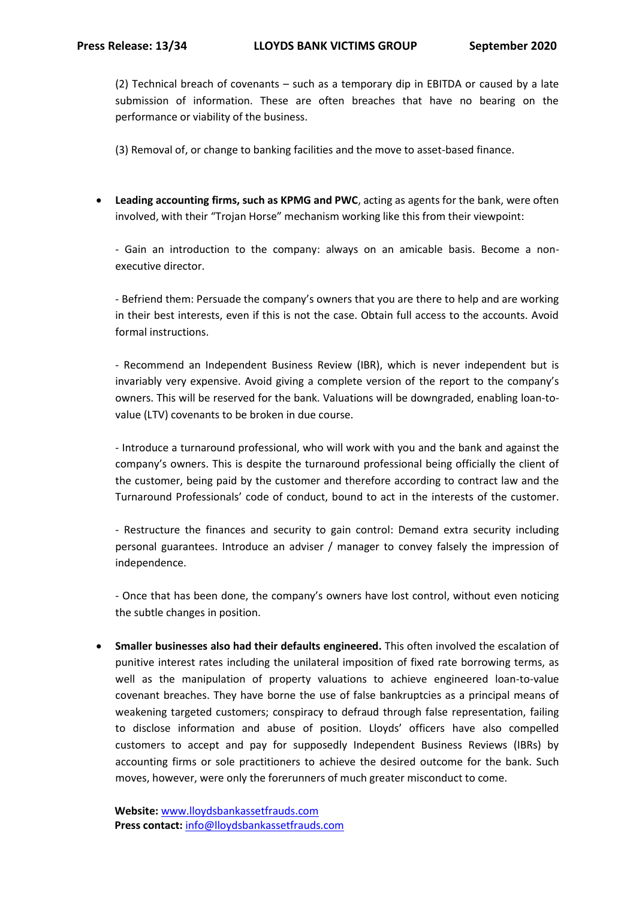(2) Technical breach of covenants – such as a temporary dip in EBITDA or caused by a late submission of information. These are often breaches that have no bearing on the performance or viability of the business.

(3) Removal of, or change to banking facilities and the move to asset-based finance.

- **Leading accounting firms, such as KPMG and PWC**, acting as agents for the bank, were often involved, with their "Trojan Horse" mechanism working like this from their viewpoint:

  - Gain an introduction to the company: always on an amicable basis. Become a non-executive director.

  - Befriend them: Persuade the company's owners that you are there to help and are working in their best interests, even if this is not the case. Obtain full access to the accounts. Avoid formal instructions.

  - Recommend an Independent Business Review (IBR), which is never independent but is invariably very expensive. Avoid giving a complete version of the report to the company's owners. This will be reserved for the bank. Valuations will be downgraded, enabling loan-to-value (LTV) covenants to be broken in due course.

  - Introduce a turnaround professional, who will work with you and the bank and against the company's owners. This is despite the turnaround professional being officially the client of the customer, being paid by the customer and therefore according to contract law and the Turnaround Professionals' code of conduct, bound to act in the interests of the customer.

  - Restructure the finances and security to gain control: Demand extra security including personal guarantees. Introduce an adviser / manager to convey falsely the impression of independence.

  - Once that has been done, the company's owners have lost control, without even noticing the subtle changes in position.

- **Smaller businesses also had their defaults engineered.** This often involved the escalation of punitive interest rates including the unilateral imposition of fixed rate borrowing terms, as well as the manipulation of property valuations to achieve engineered loan-to-value covenant breaches. They have borne the use of false bankruptcies as a principal means of weakening targeted customers; conspiracy to defraud through false representation, failing to disclose information and abuse of position. Lloyds' officers have also compelled customers to accept and pay for supposedly Independent Business Reviews (IBRs) by accounting firms or sole practitioners to achieve the desired outcome for the bank. Such moves, however, were only the forerunners of much greater misconduct to come.

**Website:** www.lloydsbankassetfrauds.com
**Press contact:** info@lloydsbankassetfrauds.com